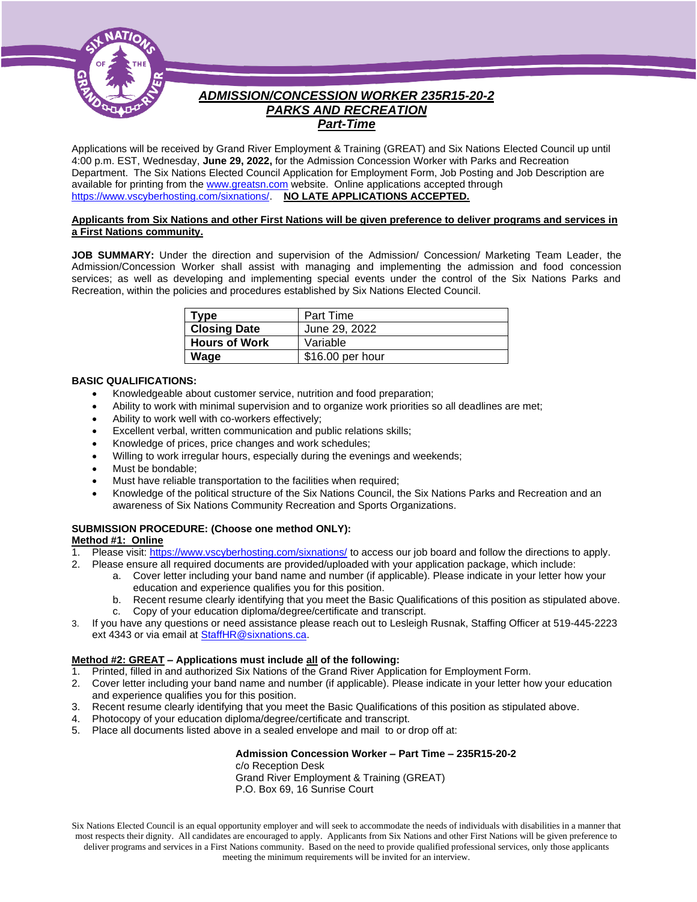# *ADMISSION/CONCESSION WORKER 235R15-20-2*
## *PARKS AND RECREATION*
### *Part-Time*

Applications will be received by Grand River Employment & Training (GREAT) and Six Nations Elected Council up until 4:00 p.m. EST, Wednesday, **June 29, 2022,** for the Admission Concession Worker with Parks and Recreation Department. The Six Nations Elected Council Application for Employment Form, Job Posting and Job Description are available for printing from the www.greatsn.com website. Online applications accepted through https://www.vscyberhosting.com/sixnations/. **NO LATE APPLICATIONS ACCEPTED.**

**Applicants from Six Nations and other First Nations will be given preference to deliver programs and services in a First Nations community.**

**JOB SUMMARY:** Under the direction and supervision of the Admission/ Concession/ Marketing Team Leader, the Admission/Concession Worker shall assist with managing and implementing the admission and food concession services; as well as developing and implementing special events under the control of the Six Nations Parks and Recreation, within the policies and procedures established by Six Nations Elected Council.

| **Type** | Part Time |
|---|---|
| **Closing Date** | June 29, 2022 |
| **Hours of Work** | Variable |
| **Wage** | $16.00 per hour |

**BASIC QUALIFICATIONS:**

- Knowledgeable about customer service, nutrition and food preparation;
- Ability to work with minimal supervision and to organize work priorities so all deadlines are met;
- Ability to work well with co-workers effectively;
- Excellent verbal, written communication and public relations skills;
- Knowledge of prices, price changes and work schedules;
- Willing to work irregular hours, especially during the evenings and weekends;
- Must be bondable;
- Must have reliable transportation to the facilities when required;
- Knowledge of the political structure of the Six Nations Council, the Six Nations Parks and Recreation and an awareness of Six Nations Community Recreation and Sports Organizations.

**SUBMISSION PROCEDURE: (Choose one method ONLY):**

**Method #1: Online**

1. Please visit: https://www.vscyberhosting.com/sixnations/ to access our job board and follow the directions to apply.
2. Please ensure all required documents are provided/uploaded with your application package, which include:
   a. Cover letter including your band name and number (if applicable). Please indicate in your letter how your education and experience qualifies you for this position.
   b. Recent resume clearly identifying that you meet the Basic Qualifications of this position as stipulated above.
   c. Copy of your education diploma/degree/certificate and transcript.
3. If you have any questions or need assistance please reach out to Lesleigh Rusnak, Staffing Officer at 519-445-2223 ext 4343 or via email at StaffHR@sixnations.ca.

**Method #2: GREAT – Applications must include all of the following:**

1. Printed, filled in and authorized Six Nations of the Grand River Application for Employment Form.
2. Cover letter including your band name and number (if applicable). Please indicate in your letter how your education and experience qualifies you for this position.
3. Recent resume clearly identifying that you meet the Basic Qualifications of this position as stipulated above.
4. Photocopy of your education diploma/degree/certificate and transcript.
5. Place all documents listed above in a sealed envelope and mail to or drop off at:

**Admission Concession Worker – Part Time – 235R15-20-2**
c/o Reception Desk
Grand River Employment & Training (GREAT)
P.O. Box 69, 16 Sunrise Court

Six Nations Elected Council is an equal opportunity employer and will seek to accommodate the needs of individuals with disabilities in a manner that most respects their dignity. All candidates are encouraged to apply. Applicants from Six Nations and other First Nations will be given preference to deliver programs and services in a First Nations community. Based on the need to provide qualified professional services, only those applicants meeting the minimum requirements will be invited for an interview.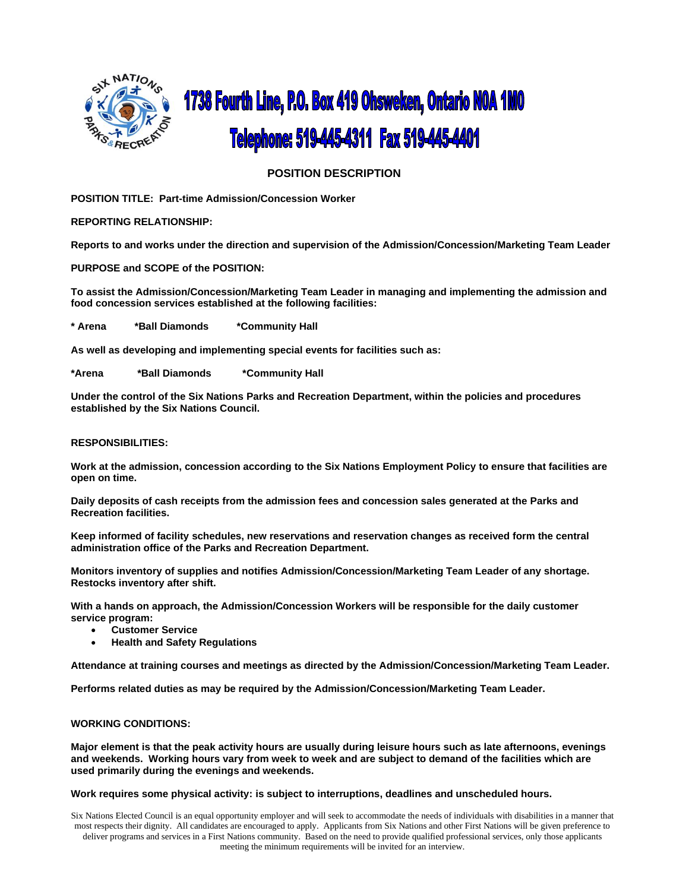1738 Fourth Line, P.O. Box 419 Ohsweken, Ontario N0A 1M0

Telephone: 519-445-4311 Fax 519-445-4401

## POSITION DESCRIPTION

**POSITION TITLE: Part-time Admission/Concession Worker**

**REPORTING RELATIONSHIP:**

**Reports to and works under the direction and supervision of the Admission/Concession/Marketing Team Leader**

**PURPOSE and SCOPE of the POSITION:**

**To assist the Admission/Concession/Marketing Team Leader in managing and implementing the admission and food concession services established at the following facilities:**

**\* Arena &nbsp;&nbsp;&nbsp;&nbsp; \*Ball Diamonds &nbsp;&nbsp;&nbsp;&nbsp; \*Community Hall**

**As well as developing and implementing special events for facilities such as:**

**\*Arena &nbsp;&nbsp;&nbsp;&nbsp; \*Ball Diamonds &nbsp;&nbsp;&nbsp;&nbsp; \*Community Hall**

**Under the control of the Six Nations Parks and Recreation Department, within the policies and procedures established by the Six Nations Council.**

**RESPONSIBILITIES:**

**Work at the admission, concession according to the Six Nations Employment Policy to ensure that facilities are open on time.**

**Daily deposits of cash receipts from the admission fees and concession sales generated at the Parks and Recreation facilities.**

**Keep informed of facility schedules, new reservations and reservation changes as received form the central administration office of the Parks and Recreation Department.**

**Monitors inventory of supplies and notifies Admission/Concession/Marketing Team Leader of any shortage. Restocks inventory after shift.**

**With a hands on approach, the Admission/Concession Workers will be responsible for the daily customer service program:**

- **Customer Service**
- **Health and Safety Regulations**

**Attendance at training courses and meetings as directed by the Admission/Concession/Marketing Team Leader.**

**Performs related duties as may be required by the Admission/Concession/Marketing Team Leader.**

**WORKING CONDITIONS:**

**Major element is that the peak activity hours are usually during leisure hours such as late afternoons, evenings and weekends. Working hours vary from week to week and are subject to demand of the facilities which are used primarily during the evenings and weekends.**

**Work requires some physical activity: is subject to interruptions, deadlines and unscheduled hours.**

Six Nations Elected Council is an equal opportunity employer and will seek to accommodate the needs of individuals with disabilities in a manner that most respects their dignity. All candidates are encouraged to apply. Applicants from Six Nations and other First Nations will be given preference to deliver programs and services in a First Nations community. Based on the need to provide qualified professional services, only those applicants meeting the minimum requirements will be invited for an interview.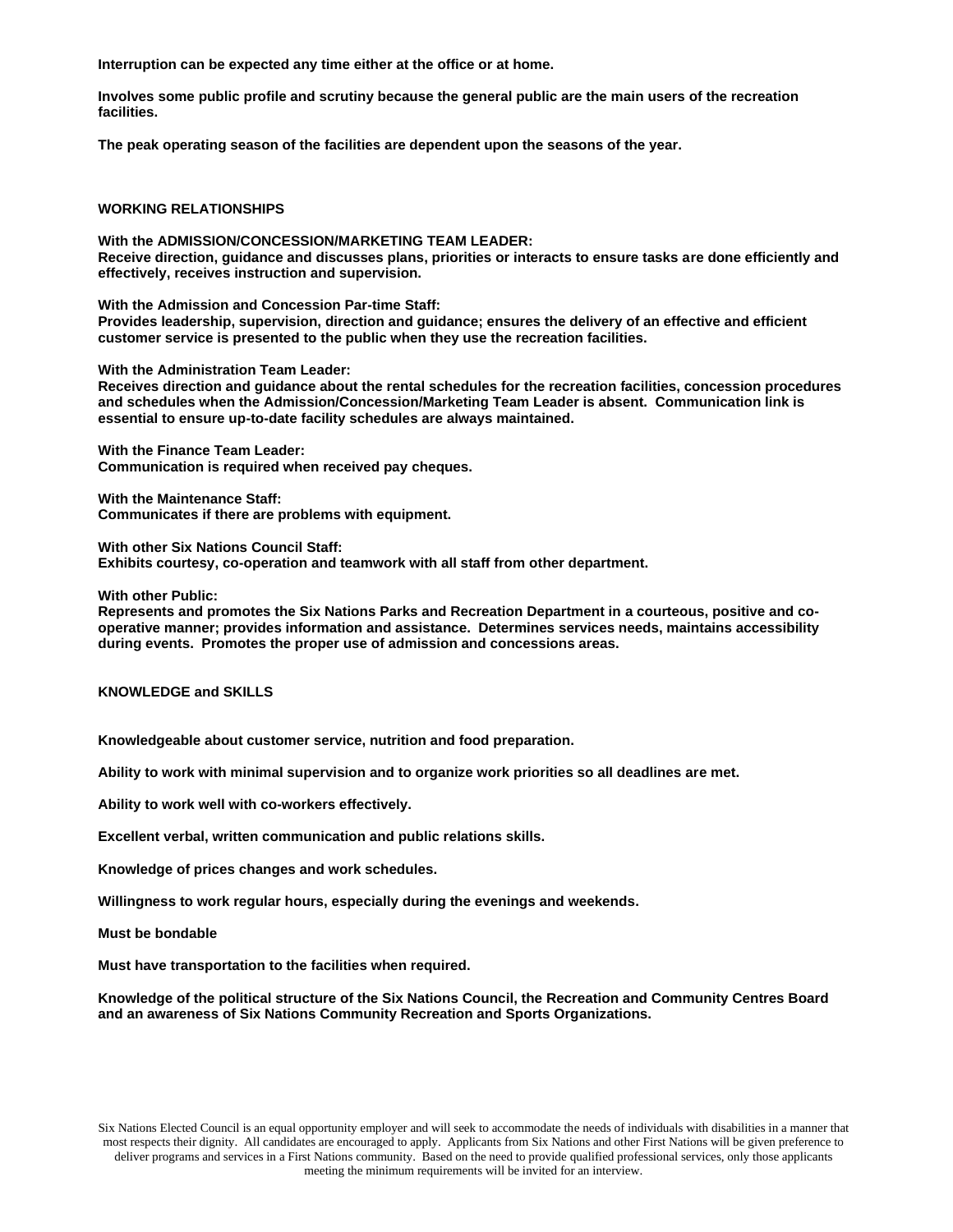**Interruption can be expected any time either at the office or at home.**

**Involves some public profile and scrutiny because the general public are the main users of the recreation facilities.**

**The peak operating season of the facilities are dependent upon the seasons of the year.**

## WORKING RELATIONSHIPS

**With the ADMISSION/CONCESSION/MARKETING TEAM LEADER:**
**Receive direction, guidance and discusses plans, priorities or interacts to ensure tasks are done efficiently and effectively, receives instruction and supervision.**

**With the Admission and Concession Par-time Staff:**
**Provides leadership, supervision, direction and guidance; ensures the delivery of an effective and efficient customer service is presented to the public when they use the recreation facilities.**

**With the Administration Team Leader:**
**Receives direction and guidance about the rental schedules for the recreation facilities, concession procedures and schedules when the Admission/Concession/Marketing Team Leader is absent. Communication link is essential to ensure up-to-date facility schedules are always maintained.**

**With the Finance Team Leader:**
**Communication is required when received pay cheques.**

**With the Maintenance Staff:**
**Communicates if there are problems with equipment.**

**With other Six Nations Council Staff:**
**Exhibits courtesy, co-operation and teamwork with all staff from other department.**

**With other Public:**
**Represents and promotes the Six Nations Parks and Recreation Department in a courteous, positive and co-operative manner; provides information and assistance. Determines services needs, maintains accessibility during events. Promotes the proper use of admission and concessions areas.**

## KNOWLEDGE and SKILLS

**Knowledgeable about customer service, nutrition and food preparation.**

**Ability to work with minimal supervision and to organize work priorities so all deadlines are met.**

**Ability to work well with co-workers effectively.**

**Excellent verbal, written communication and public relations skills.**

**Knowledge of prices changes and work schedules.**

**Willingness to work regular hours, especially during the evenings and weekends.**

**Must be bondable**

**Must have transportation to the facilities when required.**

**Knowledge of the political structure of the Six Nations Council, the Recreation and Community Centres Board and an awareness of Six Nations Community Recreation and Sports Organizations.**

Six Nations Elected Council is an equal opportunity employer and will seek to accommodate the needs of individuals with disabilities in a manner that most respects their dignity. All candidates are encouraged to apply. Applicants from Six Nations and other First Nations will be given preference to deliver programs and services in a First Nations community. Based on the need to provide qualified professional services, only those applicants meeting the minimum requirements will be invited for an interview.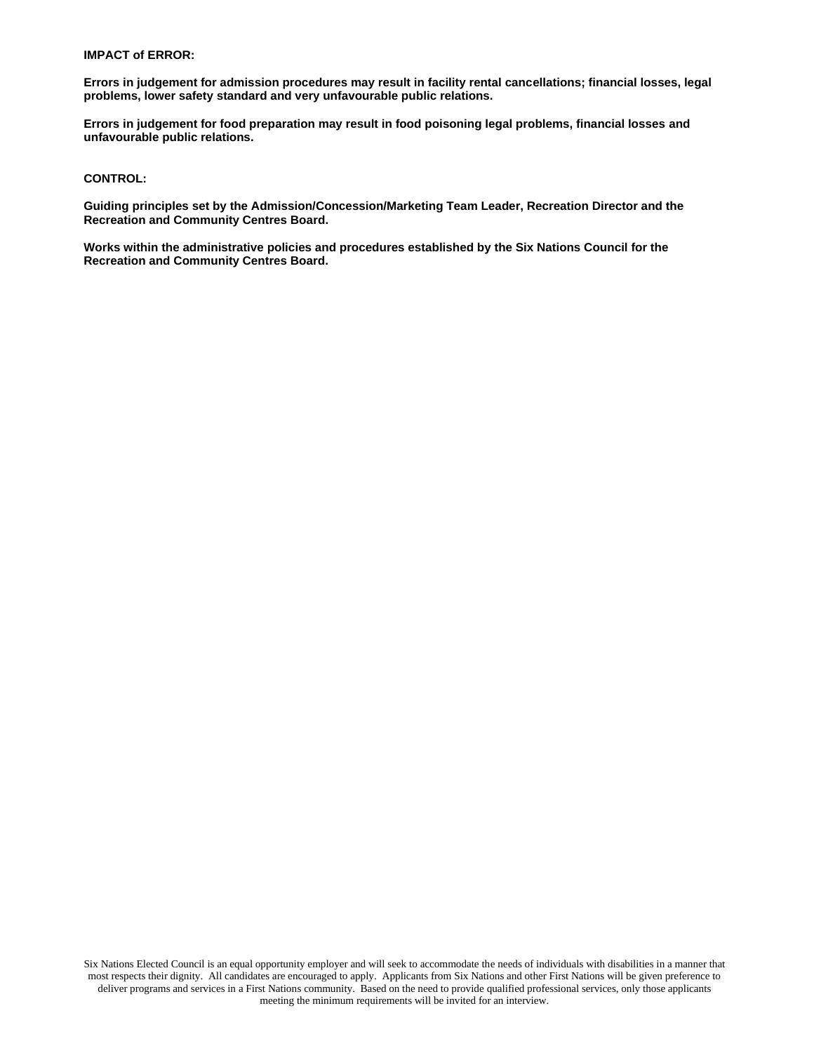**IMPACT of ERROR:**

**Errors in judgement for admission procedures may result in facility rental cancellations; financial losses, legal problems, lower safety standard and very unfavourable public relations.**

**Errors in judgement for food preparation may result in food poisoning legal problems, financial losses and unfavourable public relations.**

**CONTROL:**

**Guiding principles set by the Admission/Concession/Marketing Team Leader, Recreation Director and the Recreation and Community Centres Board.**

**Works within the administrative policies and procedures established by the Six Nations Council for the Recreation and Community Centres Board.**

Six Nations Elected Council is an equal opportunity employer and will seek to accommodate the needs of individuals with disabilities in a manner that most respects their dignity. All candidates are encouraged to apply. Applicants from Six Nations and other First Nations will be given preference to deliver programs and services in a First Nations community. Based on the need to provide qualified professional services, only those applicants meeting the minimum requirements will be invited for an interview.